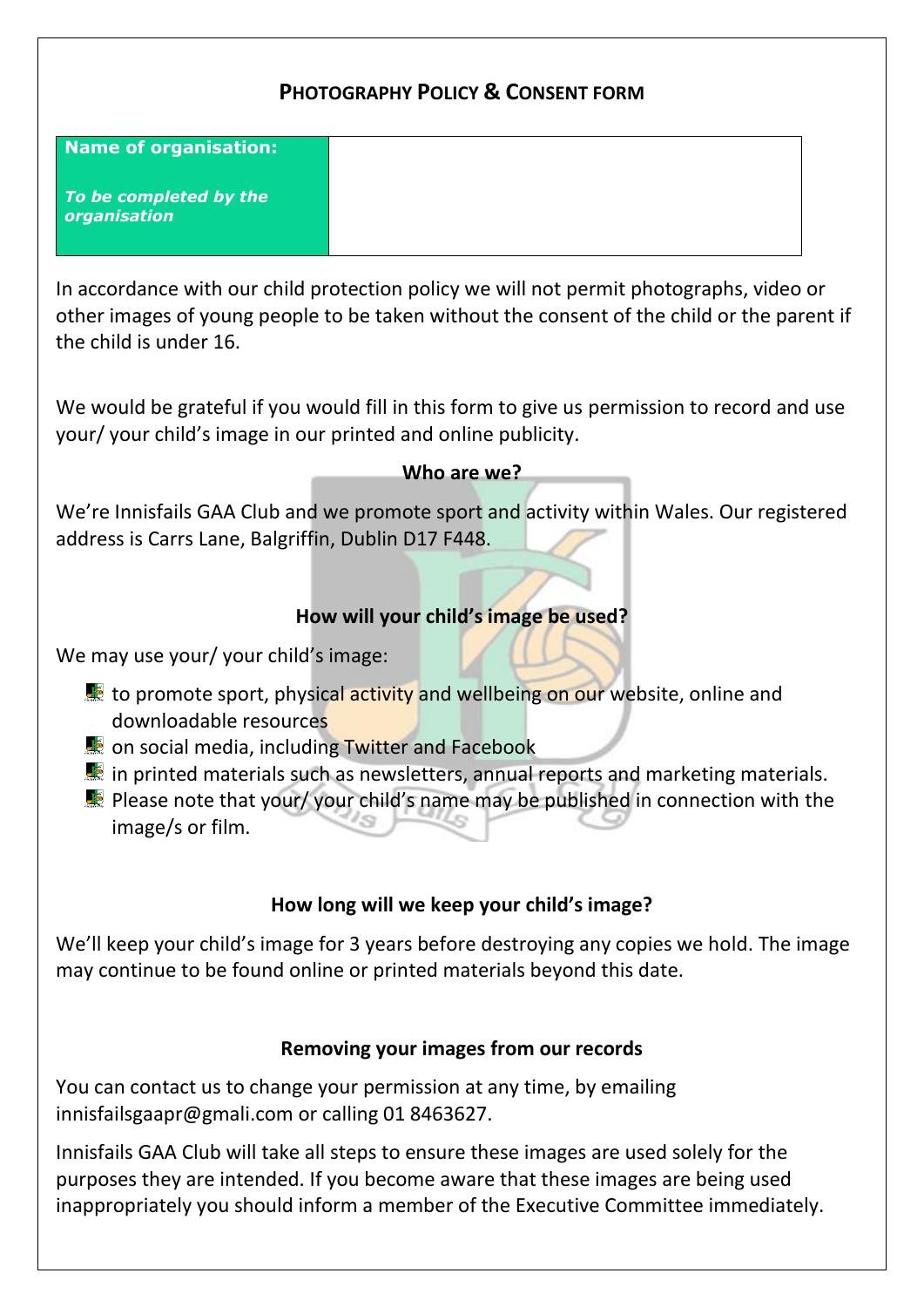# PHOTOGRAPHY POLICY & CONSENT FORM

| **Name of organisation:** ***To be completed by the organisation*** | |
|---|---|

In accordance with our child protection policy we will not permit photographs, video or other images of young people to be taken without the consent of the child or the parent if the child is under 16.

We would be grateful if you would fill in this form to give us permission to record and use your/ your child's image in our printed and online publicity.

**Who are we?**

We're Innisfails GAA Club and we promote sport and activity within Wales. Our registered address is Carrs Lane, Balgriffin, Dublin D17 F448.

**How will your child's image be used?**

We may use your/ your child's image:

- to promote sport, physical activity and wellbeing on our website, online and downloadable resources
- on social media, including Twitter and Facebook
- in printed materials such as newsletters, annual reports and marketing materials.
- Please note that your/ your child's name may be published in connection with the image/s or film.

**How long will we keep your child's image?**

We'll keep your child's image for 3 years before destroying any copies we hold. The image may continue to be found online or printed materials beyond this date.

**Removing your images from our records**

You can contact us to change your permission at any time, by emailing innisfailsgaapr@gmali.com or calling 01 8463627.

Innisfails GAA Club will take all steps to ensure these images are used solely for the purposes they are intended. If you become aware that these images are being used inappropriately you should inform a member of the Executive Committee immediately.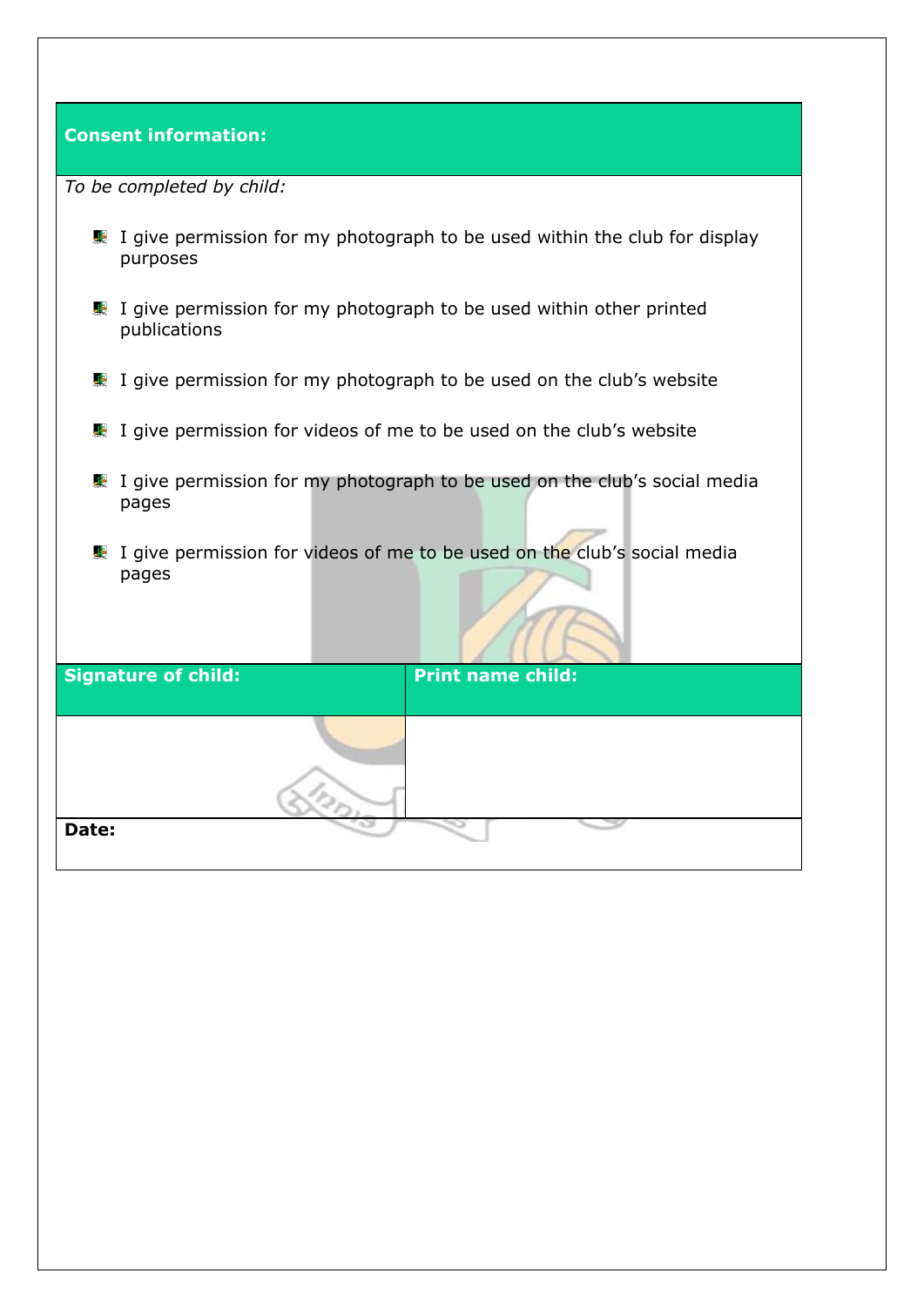**Consent information:**

*To be completed by child:*

- I give permission for my photograph to be used within the club for display purposes
- I give permission for my photograph to be used within other printed publications
- I give permission for my photograph to be used on the club's website
- I give permission for videos of me to be used on the club's website
- I give permission for my photograph to be used on the club's social media pages
- I give permission for videos of me to be used on the club's social media pages

| **Signature of child:** | **Print name child:** |
| --- | --- |
| | |
| **Date:** | |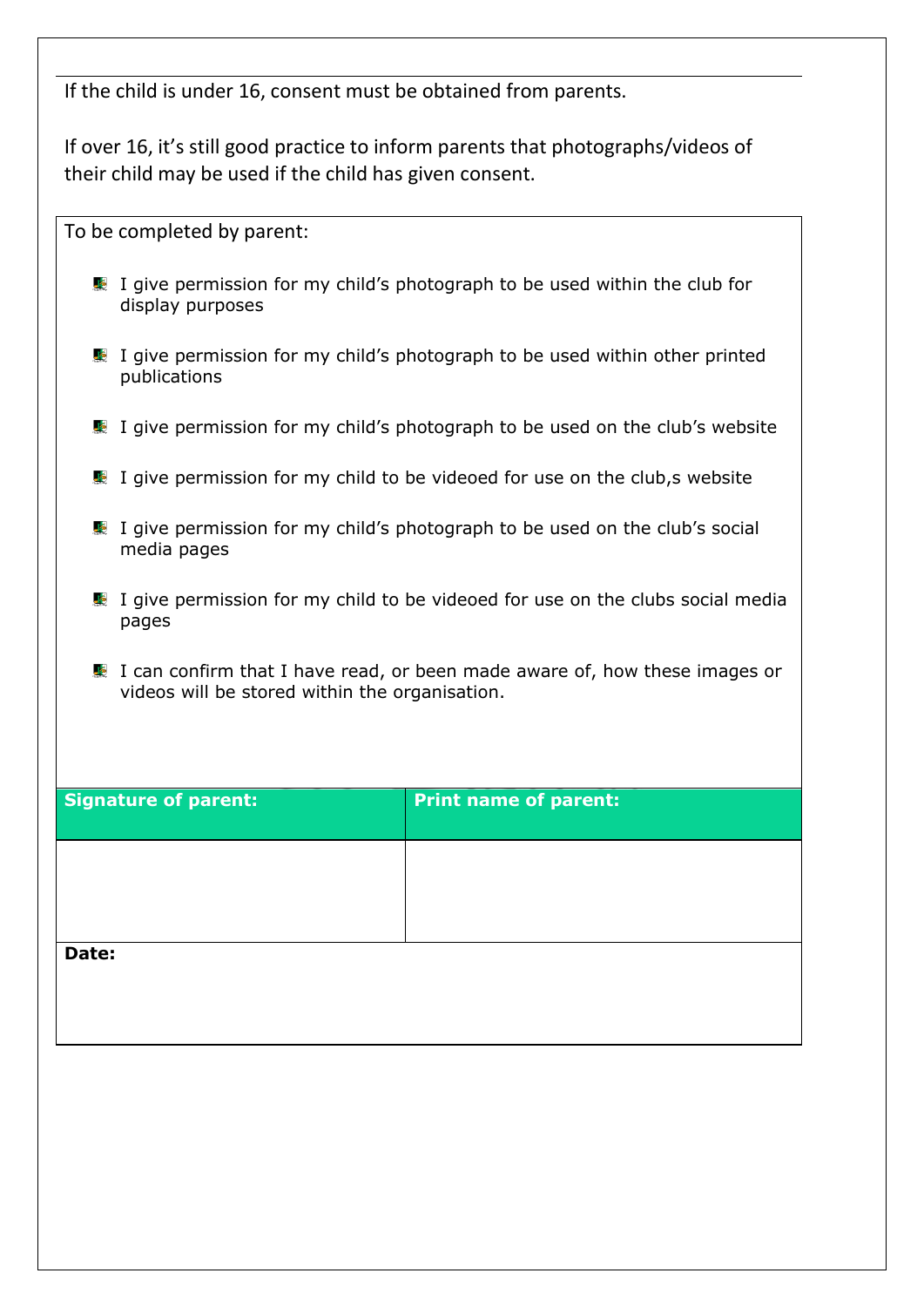If the child is under 16, consent must be obtained from parents.

If over 16, it's still good practice to inform parents that photographs/videos of their child may be used if the child has given consent.

To be completed by parent:

- I give permission for my child's photograph to be used within the club for display purposes
- I give permission for my child's photograph to be used within other printed publications
- I give permission for my child's photograph to be used on the club's website
- I give permission for my child to be videoed for use on the club,s website
- I give permission for my child's photograph to be used on the club's social media pages
- I give permission for my child to be videoed for use on the clubs social media pages
- I can confirm that I have read, or been made aware of, how these images or videos will be stored within the organisation.

| **Signature of parent:** | **Print name of parent:** |
|---|---|
| | |
| **Date:** | |